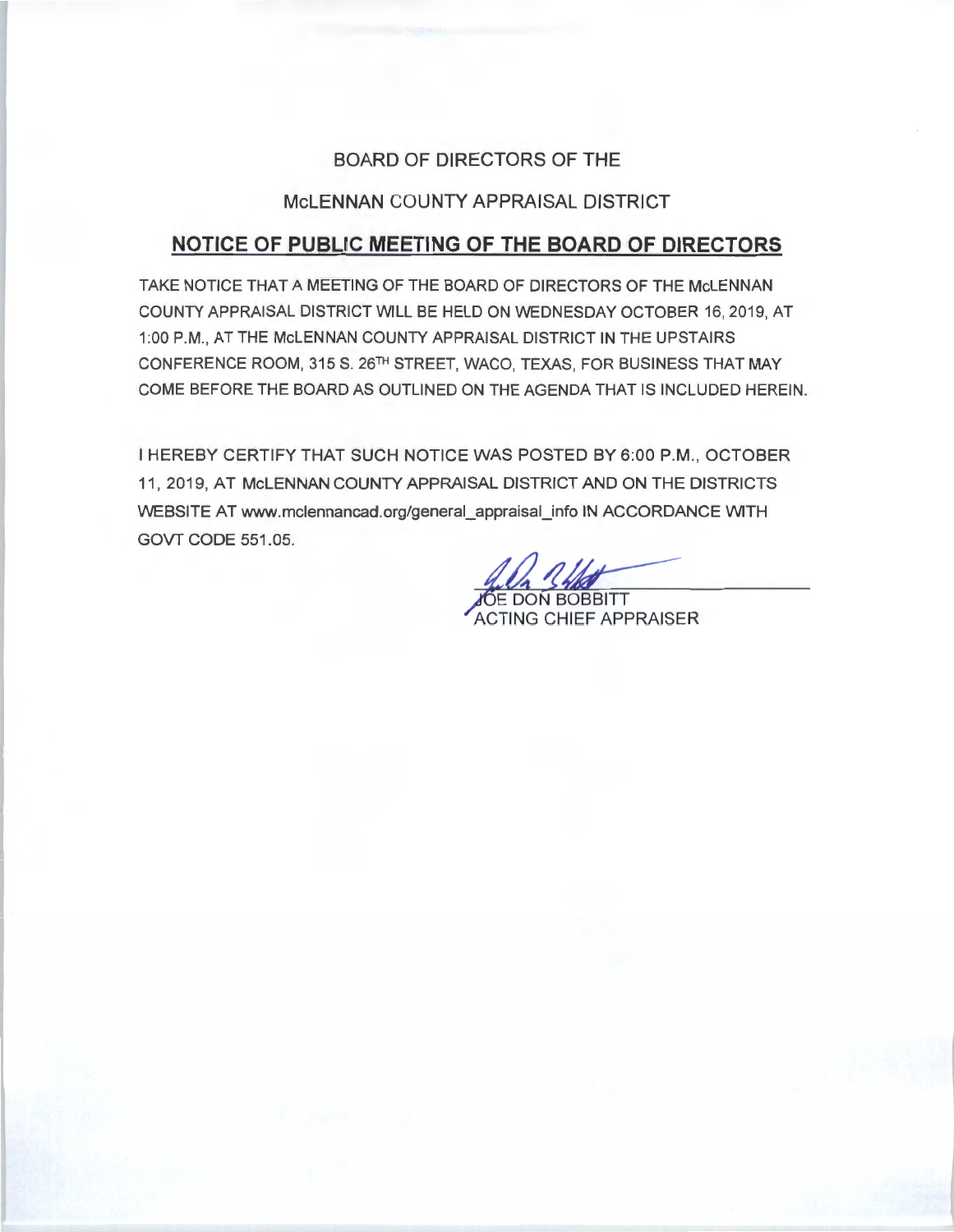BOARD OF DIRECTORS OF THE

McLENNAN COUNTY APPRAISAL DISTRICT

## NOTICE OF PUBLIC MEETING OF THE BOARD OF DIRECTORS

TAKE NOTICE THAT A MEETING OF THE BOARD OF DIRECTORS OF THE McLENNAN COUNTY APPRAISAL DISTRICT WILL BE HELD ON WEDNESDAY OCTOBER 16, 2019, AT 1:00 P.M., AT THE McLENNAN COUNTY APPRAISAL DISTRICT IN THE UPSTAIRS CONFERENCE ROOM, 315 S. 26TH STREET, WACO, TEXAS, FOR BUSINESS THAT MAY COME BEFORE THE BOARD AS OUTLINED ON THE AGENDA THAT IS INCLUDED HEREIN.

I HEREBY CERTIFY THAT SUCH NOTICE WAS POSTED BY 6:00 P.M., OCTOBER 11, 2019, AT McLENNAN COUNTY APPRAISAL DISTRICT AND ON THE DISTRICTS WEBSITE AT www.mclennancad.org/general_appraisal_info IN ACCORDANCE WITH GOVT CODE 551.05.

JOE DON BOBBITT
ACTING CHIEF APPRAISER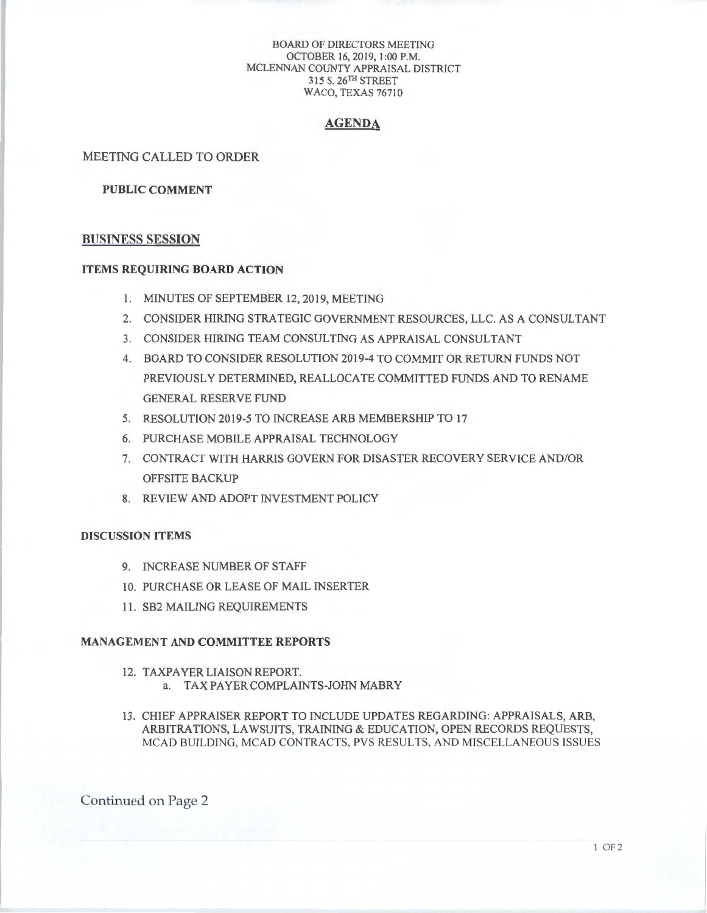BOARD OF DIRECTORS MEETING
OCTOBER 16, 2019, 1:00 P.M.
MCLENNAN COUNTY APPRAISAL DISTRICT
315 S. 26TH STREET
WACO, TEXAS 76710

# AGENDA

MEETING CALLED TO ORDER

**PUBLIC COMMENT**

## BUSINESS SESSION

**ITEMS REQUIRING BOARD ACTION**

1. MINUTES OF SEPTEMBER 12, 2019, MEETING
2. CONSIDER HIRING STRATEGIC GOVERNMENT RESOURCES, LLC. AS A CONSULTANT
3. CONSIDER HIRING TEAM CONSULTING AS APPRAISAL CONSULTANT
4. BOARD TO CONSIDER RESOLUTION 2019-4 TO COMMIT OR RETURN FUNDS NOT PREVIOUSLY DETERMINED, REALLOCATE COMMITTED FUNDS AND TO RENAME GENERAL RESERVE FUND
5. RESOLUTION 2019-5 TO INCREASE ARB MEMBERSHIP TO 17
6. PURCHASE MOBILE APPRAISAL TECHNOLOGY
7. CONTRACT WITH HARRIS GOVERN FOR DISASTER RECOVERY SERVICE AND/OR OFFSITE BACKUP
8. REVIEW AND ADOPT INVESTMENT POLICY

**DISCUSSION ITEMS**

9. INCREASE NUMBER OF STAFF
10. PURCHASE OR LEASE OF MAIL INSERTER
11. SB2 MAILING REQUIREMENTS

**MANAGEMENT AND COMMITTEE REPORTS**

12. TAXPAYER LIAISON REPORT.
    a. TAX PAYER COMPLAINTS-JOHN MABRY
13. CHIEF APPRAISER REPORT TO INCLUDE UPDATES REGARDING: APPRAISALS, ARB, ARBITRATIONS, LAWSUITS, TRAINING & EDUCATION, OPEN RECORDS REQUESTS, MCAD BUILDING, MCAD CONTRACTS, PVS RESULTS, AND MISCELLANEOUS ISSUES

Continued on Page 2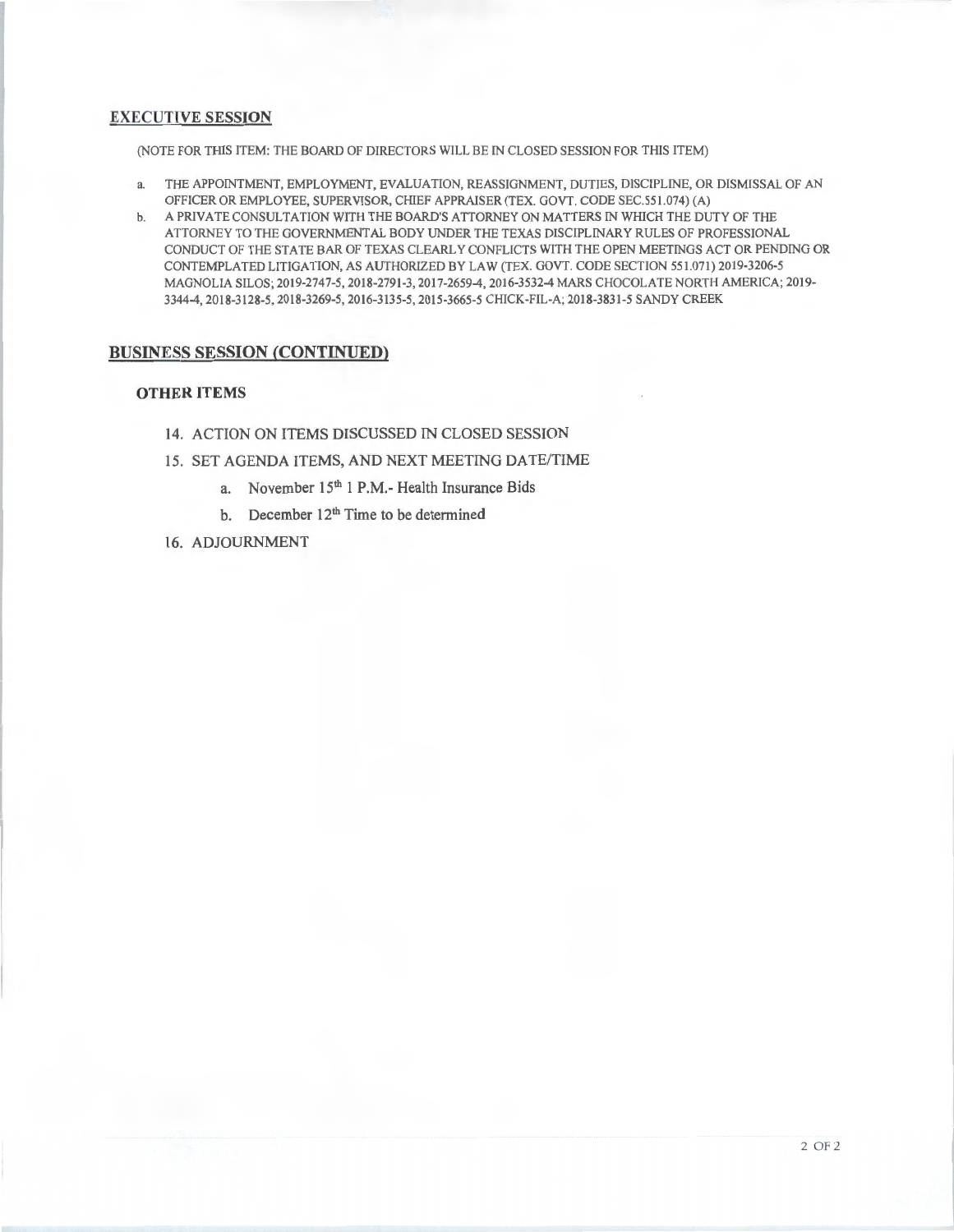## EXECUTIVE SESSION

(NOTE FOR THIS ITEM: THE BOARD OF DIRECTORS WILL BE IN CLOSED SESSION FOR THIS ITEM)

a. THE APPOINTMENT, EMPLOYMENT, EVALUATION, REASSIGNMENT, DUTIES, DISCIPLINE, OR DISMISSAL OF AN OFFICER OR EMPLOYEE, SUPERVISOR, CHIEF APPRAISER (TEX. GOVT. CODE SEC.551.074) (A)
b. A PRIVATE CONSULTATION WITH THE BOARD'S ATTORNEY ON MATTERS IN WHICH THE DUTY OF THE ATTORNEY TO THE GOVERNMENTAL BODY UNDER THE TEXAS DISCIPLINARY RULES OF PROFESSIONAL CONDUCT OF THE STATE BAR OF TEXAS CLEARLY CONFLICTS WITH THE OPEN MEETINGS ACT OR PENDING OR CONTEMPLATED LITIGATION, AS AUTHORIZED BY LAW (TEX. GOVT. CODE SECTION 551.071) 2019-3206-5 MAGNOLIA SILOS; 2019-2747-5, 2018-2791-3, 2017-2659-4, 2016-3532-4 MARS CHOCOLATE NORTH AMERICA; 2019-3344-4, 2018-3128-5, 2018-3269-5, 2016-3135-5, 2015-3665-5 CHICK-FIL-A; 2018-3831-5 SANDY CREEK

## BUSINESS SESSION (CONTINUED)

### OTHER ITEMS

14. ACTION ON ITEMS DISCUSSED IN CLOSED SESSION
15. SET AGENDA ITEMS, AND NEXT MEETING DATE/TIME
    a. November 15th 1 P.M.- Health Insurance Bids
    b. December 12th Time to be determined
16. ADJOURNMENT